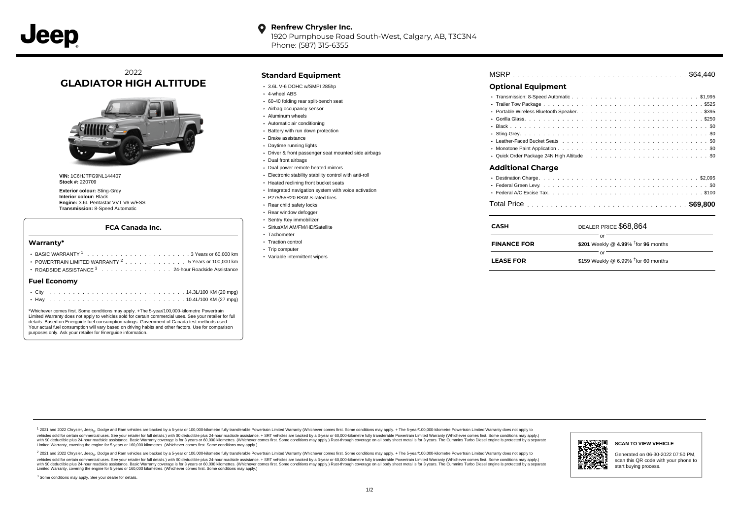**Renfrew Chrysler Inc.**
1920 Pumphouse Road South-West, Calgary, AB, T3C3N4
Phone: (587) 315-6355

# 2022 GLADIATOR HIGH ALTITUDE

**VIN:** 1C6HJTFG9NL144407
**Stock #:** 220709

**Exterior colour:** Sting-Grey
**Interior colour:** Black
**Engine:** 3.6L Pentastar VVT V6 w/ESS
**Transmission:** 8-Speed Automatic

### FCA Canada Inc.

#### Warranty*

- BASIC WARRANTY [1] . . . 3 Years or 60,000 km
- POWERTRAIN LIMITED WARRANTY [2] . . . 5 Years or 100,000 km
- ROADSIDE ASSISTANCE [3] . . . 24-hour Roadside Assistance

#### Fuel Economy

- City . . . 14.3L/100 KM (20 mpg)
- Hwy . . . 10.4L/100 KM (27 mpg)

*Whichever comes first. Some conditions may apply. +The 5-year/100,000-kilometre Powertrain Limited Warranty does not apply to vehicles sold for certain commercial uses. See your retailer for full details. Based on Energuide fuel consumption ratings. Government of Canada test methods used. Your actual fuel consumption will vary based on driving habits and other factors. Use for comparison purposes only. Ask your retailer for Energuide information.

## Standard Equipment

- 3.6L V-6 DOHC w/SMPI 285hp
- 4-wheel ABS
- 60-40 folding rear split-bench seat
- Airbag occupancy sensor
- Aluminum wheels
- Automatic air conditioning
- Battery with run down protection
- Brake assistance
- Daytime running lights
- Driver & front passenger seat mounted side airbags
- Dual front airbags
- Dual power remote heated mirrors
- Electronic stability stability control with anti-roll
- Heated reclining front bucket seats
- Integrated navigation system with voice activation
- P275/55R20 BSW S-rated tires
- Rear child safety locks
- Rear window defogger
- Sentry Key immobilizer
- SiriusXM AM/FM/HD/Satellite
- Tachometer
- Traction control
- Trip computer
- Variable intermittent wipers

MSRP . . . $64,440

## Optional Equipment

- Transmission: 8-Speed Automatic . . . $1,995
- Trailer Tow Package . . . $525
- Portable Wireless Bluetooth Speaker. . . . $395
- Gorilla Glass. . . . $250
- Black . . . $0
- Sting-Grey. . . . $0
- Leather-Faced Bucket Seats . . . $0
- Monotone Paint Application . . . $0
- Quick Order Package 24N High Altitude . . . $0

## Additional Charge

- Destination Charge. . . . $2,095
- Federal Green Levy . . . $0
- Federal A/C Excise Tax. . . . $100

Total Price . . . **$69,800**

| | |
|---|---|
| **CASH** | DEALER PRICE $68,864 |
| | or |
| **FINANCE FOR** | **$201** Weekly @ **4.99**% †for **96** months |
| | or |
| **LEASE FOR** | $159 Weekly @ 6.99% †for 60 months |

[1] 2021 and 2022 Chrysler, Jeep®, Dodge and Ram vehicles are backed by a 5-year or 100,000-kilometre fully transferable Powertrain Limited Warranty (Whichever comes first. Some conditions may apply. + The 5-year/100,000-kilometre Powertrain Limited Warranty does not apply to vehicles sold for certain commercial uses. See your retailer for full details.) with $0 deductible plus 24-hour roadside assistance. + SRT vehicles are backed by a 3-year or 60,000-kilometre fully transferable Powertrain Limited Warranty (Whichever comes first. Some conditions may apply.) with $0 deductible plus 24-hour roadside assistance. Basic Warranty coverage is for 3 years or 60,000 kilometres. (Whichever comes first. Some conditions may apply.) Rust-through coverage on all body sheet metal is for 3 years. The Cummins Turbo Diesel engine is protected by a separate Limited Warranty, covering the engine for 5 years or 160,000 kilometres. (Whichever comes first. Some conditions may apply.)

[2] 2021 and 2022 Chrysler, Jeep®, Dodge and Ram vehicles are backed by a 5-year or 100,000-kilometre fully transferable Powertrain Limited Warranty (Whichever comes first. Some conditions may apply. + The 5-year/100,000-kilometre Powertrain Limited Warranty does not apply to vehicles sold for certain commercial uses. See your retailer for full details.) with $0 deductible plus 24-hour roadside assistance. + SRT vehicles are backed by a 3-year or 60,000-kilometre fully transferable Powertrain Limited Warranty (Whichever comes first. Some conditions may apply.) with $0 deductible plus 24-hour roadside assistance. Basic Warranty coverage is for 3 years or 60,000 kilometres. (Whichever comes first. Some conditions may apply.) Rust-through coverage on all body sheet metal is for 3 years. The Cummins Turbo Diesel engine is protected by a separate Limited Warranty, covering the engine for 5 years or 160,000 kilometres. (Whichever comes first. Some conditions may apply.)

[3] Some conditions may apply. See your dealer for details.

**SCAN TO VIEW VEHICLE**

Generated on 06-30-2022 07:50 PM, scan this QR code with your phone to start buying process.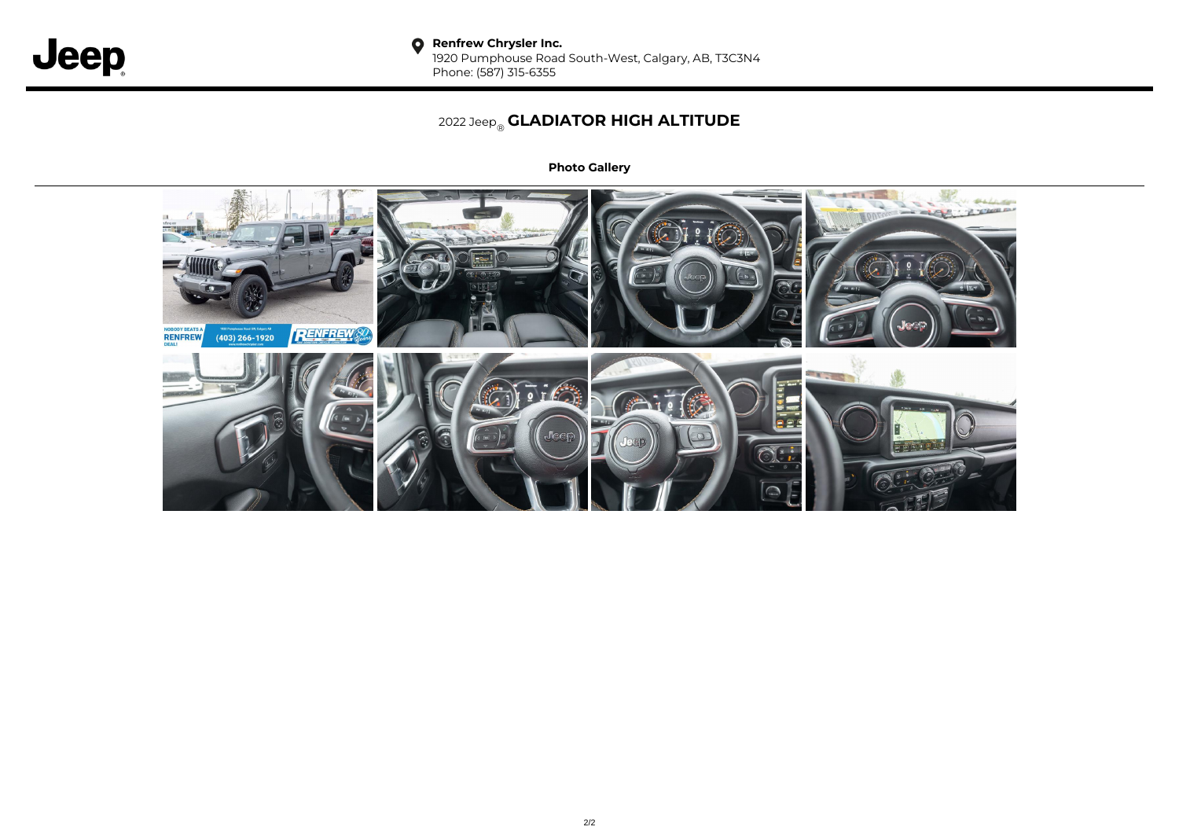**Renfrew Chrysler Inc.**
1920 Pumphouse Road South-West, Calgary, AB, T3C3N4
Phone: (587) 315-6355

# 2022 Jeep® GLADIATOR HIGH ALTITUDE

**Photo Gallery**